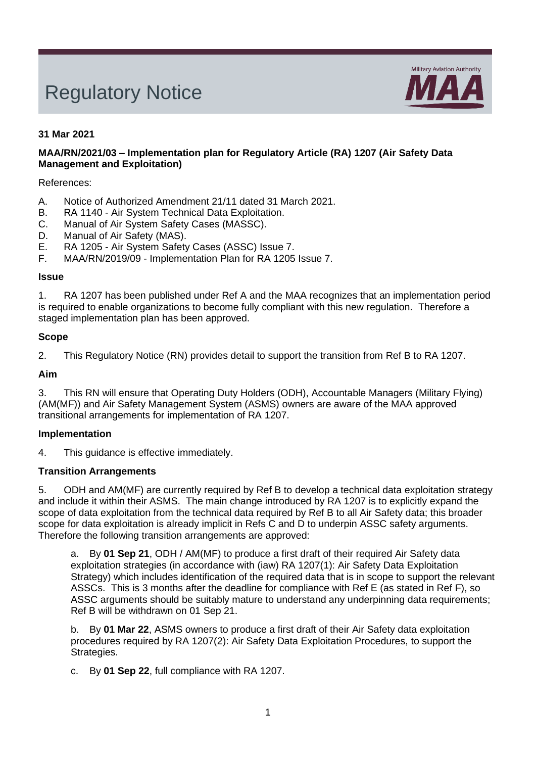# Regulatory Notice

Military Aviation Authority **MAA**

**31 Mar 2021**

**MAA/RN/2021/03 – Implementation plan for Regulatory Article (RA) 1207 (Air Safety Data Management and Exploitation)**

References:

A. Notice of Authorized Amendment 21/11 dated 31 March 2021.
B. RA 1140 - Air System Technical Data Exploitation.
C. Manual of Air System Safety Cases (MASSC).
D. Manual of Air Safety (MAS).
E. RA 1205 - Air System Safety Cases (ASSC) Issue 7.
F. MAA/RN/2019/09 - Implementation Plan for RA 1205 Issue 7.

**Issue**

1. RA 1207 has been published under Ref A and the MAA recognizes that an implementation period is required to enable organizations to become fully compliant with this new regulation. Therefore a staged implementation plan has been approved.

**Scope**

2. This Regulatory Notice (RN) provides detail to support the transition from Ref B to RA 1207.

**Aim**

3. This RN will ensure that Operating Duty Holders (ODH), Accountable Managers (Military Flying) (AM(MF)) and Air Safety Management System (ASMS) owners are aware of the MAA approved transitional arrangements for implementation of RA 1207.

**Implementation**

4. This guidance is effective immediately.

**Transition Arrangements**

5. ODH and AM(MF) are currently required by Ref B to develop a technical data exploitation strategy and include it within their ASMS. The main change introduced by RA 1207 is to explicitly expand the scope of data exploitation from the technical data required by Ref B to all Air Safety data; this broader scope for data exploitation is already implicit in Refs C and D to underpin ASSC safety arguments. Therefore the following transition arrangements are approved:

a. By **01 Sep 21**, ODH / AM(MF) to produce a first draft of their required Air Safety data exploitation strategies (in accordance with (iaw) RA 1207(1): Air Safety Data Exploitation Strategy) which includes identification of the required data that is in scope to support the relevant ASSCs. This is 3 months after the deadline for compliance with Ref E (as stated in Ref F), so ASSC arguments should be suitably mature to understand any underpinning data requirements; Ref B will be withdrawn on 01 Sep 21.

b. By **01 Mar 22**, ASMS owners to produce a first draft of their Air Safety data exploitation procedures required by RA 1207(2): Air Safety Data Exploitation Procedures, to support the Strategies.

c. By **01 Sep 22**, full compliance with RA 1207.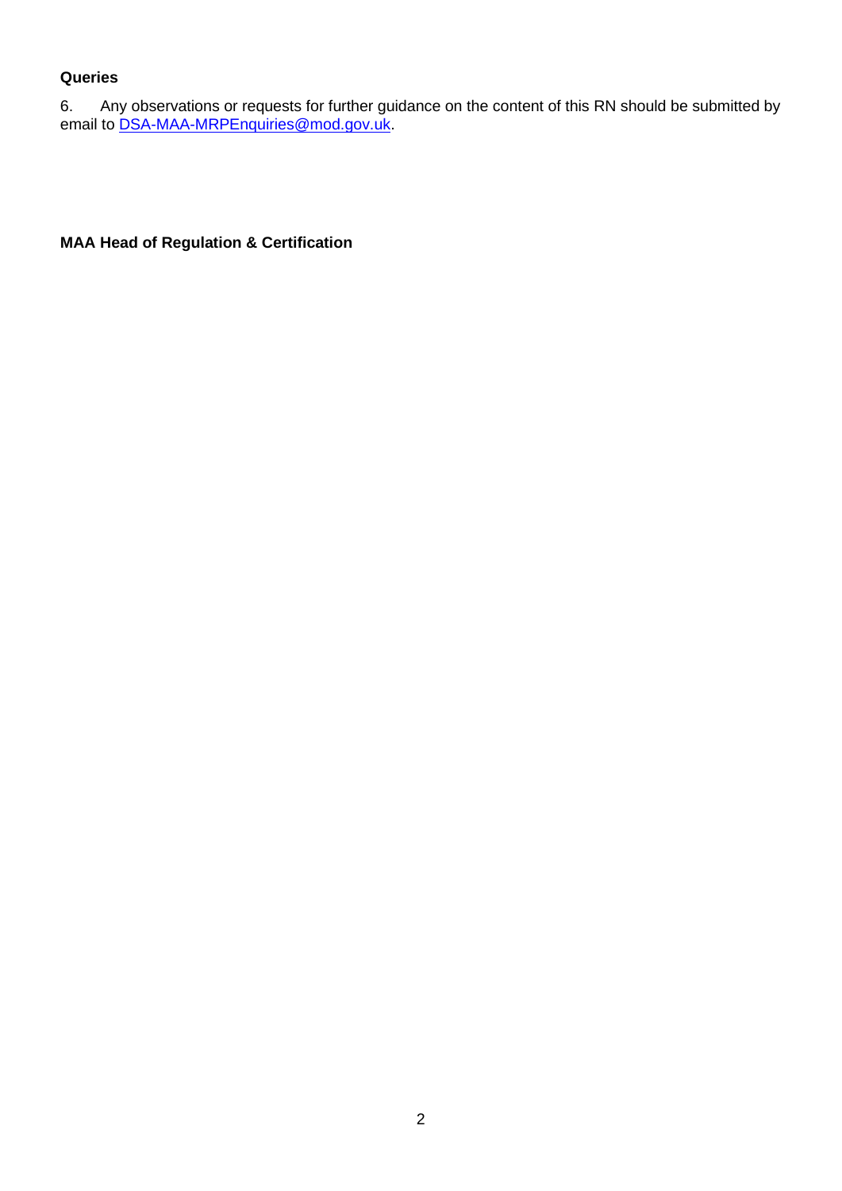**Queries**

6. Any observations or requests for further guidance on the content of this RN should be submitted by email to [DSA-MAA-MRPEnquiries@mod.gov.uk](mailto:DSA-MAA-MRPEnquiries@mod.gov.uk).

**MAA Head of Regulation & Certification**